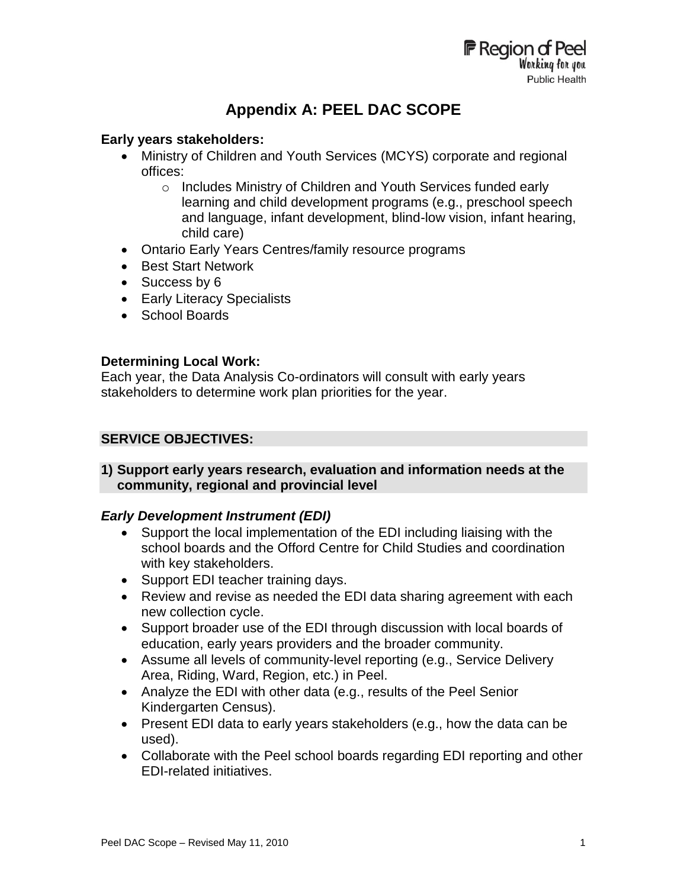# Appendix A: PEEL DAC SCOPE

**Early years stakeholders:**

- Ministry of Children and Youth Services (MCYS) corporate and regional offices:
  - Includes Ministry of Children and Youth Services funded early learning and child development programs (e.g., preschool speech and language, infant development, blind-low vision, infant hearing, child care)
- Ontario Early Years Centres/family resource programs
- Best Start Network
- Success by 6
- Early Literacy Specialists
- School Boards

**Determining Local Work:**

Each year, the Data Analysis Co-ordinators will consult with early years stakeholders to determine work plan priorities for the year.

## SERVICE OBJECTIVES:

### 1) Support early years research, evaluation and information needs at the community, regional and provincial level

***Early Development Instrument (EDI)***

- Support the local implementation of the EDI including liaising with the school boards and the Offord Centre for Child Studies and coordination with key stakeholders.
- Support EDI teacher training days.
- Review and revise as needed the EDI data sharing agreement with each new collection cycle.
- Support broader use of the EDI through discussion with local boards of education, early years providers and the broader community.
- Assume all levels of community-level reporting (e.g., Service Delivery Area, Riding, Ward, Region, etc.) in Peel.
- Analyze the EDI with other data (e.g., results of the Peel Senior Kindergarten Census).
- Present EDI data to early years stakeholders (e.g., how the data can be used).
- Collaborate with the Peel school boards regarding EDI reporting and other EDI-related initiatives.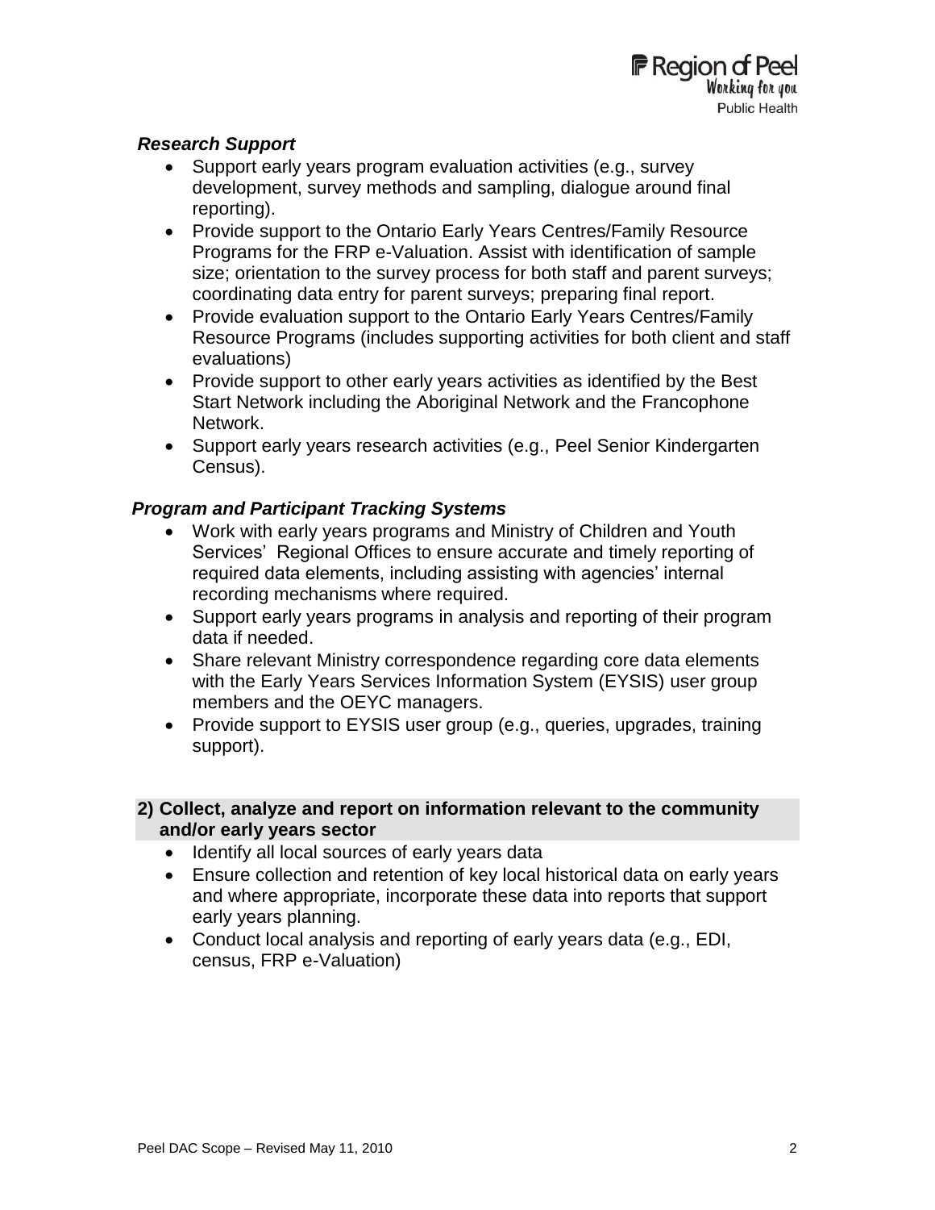***Research Support***

- Support early years program evaluation activities (e.g., survey development, survey methods and sampling, dialogue around final reporting).
- Provide support to the Ontario Early Years Centres/Family Resource Programs for the FRP e-Valuation. Assist with identification of sample size; orientation to the survey process for both staff and parent surveys; coordinating data entry for parent surveys; preparing final report.
- Provide evaluation support to the Ontario Early Years Centres/Family Resource Programs (includes supporting activities for both client and staff evaluations)
- Provide support to other early years activities as identified by the Best Start Network including the Aboriginal Network and the Francophone Network.
- Support early years research activities (e.g., Peel Senior Kindergarten Census).

***Program and Participant Tracking Systems***

- Work with early years programs and Ministry of Children and Youth Services' Regional Offices to ensure accurate and timely reporting of required data elements, including assisting with agencies' internal recording mechanisms where required.
- Support early years programs in analysis and reporting of their program data if needed.
- Share relevant Ministry correspondence regarding core data elements with the Early Years Services Information System (EYSIS) user group members and the OEYC managers.
- Provide support to EYSIS user group (e.g., queries, upgrades, training support).

**2) Collect, analyze and report on information relevant to the community and/or early years sector**

- Identify all local sources of early years data
- Ensure collection and retention of key local historical data on early years and where appropriate, incorporate these data into reports that support early years planning.
- Conduct local analysis and reporting of early years data (e.g., EDI, census, FRP e-Valuation)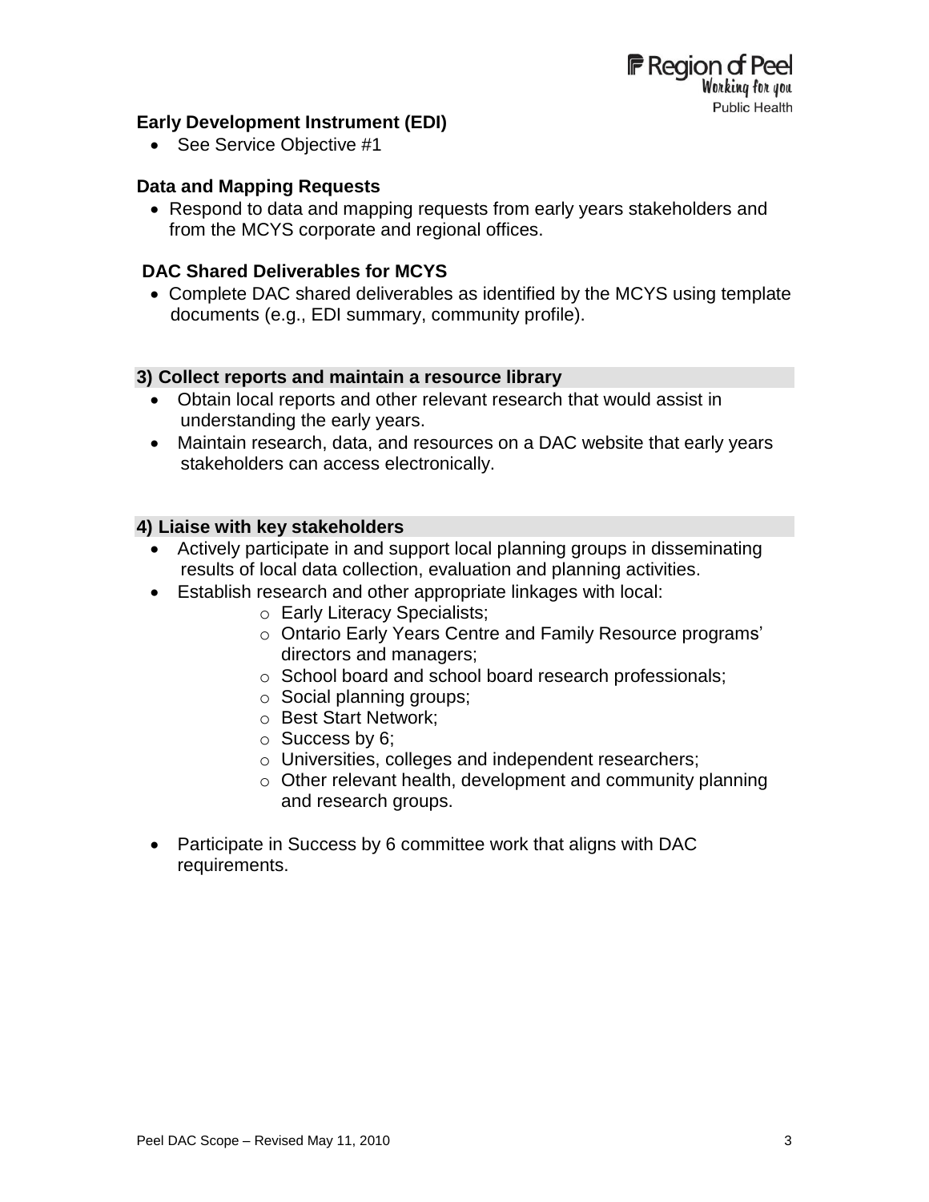**Early Development Instrument (EDI)**

- See Service Objective #1

**Data and Mapping Requests**

- Respond to data and mapping requests from early years stakeholders and from the MCYS corporate and regional offices.

**DAC Shared Deliverables for MCYS**

- Complete DAC shared deliverables as identified by the MCYS using template documents (e.g., EDI summary, community profile).

### 3) Collect reports and maintain a resource library

- Obtain local reports and other relevant research that would assist in understanding the early years.
- Maintain research, data, and resources on a DAC website that early years stakeholders can access electronically.

### 4) Liaise with key stakeholders

- Actively participate in and support local planning groups in disseminating results of local data collection, evaluation and planning activities.
- Establish research and other appropriate linkages with local:
  - Early Literacy Specialists;
  - Ontario Early Years Centre and Family Resource programs' directors and managers;
  - School board and school board research professionals;
  - Social planning groups;
  - Best Start Network;
  - Success by 6;
  - Universities, colleges and independent researchers;
  - Other relevant health, development and community planning and research groups.

- Participate in Success by 6 committee work that aligns with DAC requirements.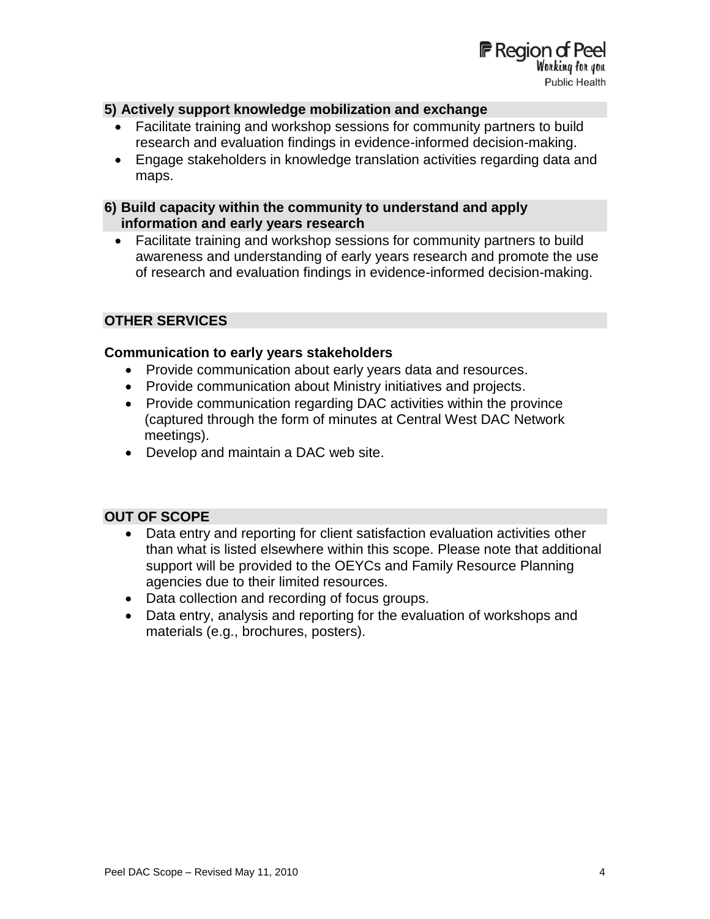### 5) Actively support knowledge mobilization and exchange

- Facilitate training and workshop sessions for community partners to build research and evaluation findings in evidence-informed decision-making.
- Engage stakeholders in knowledge translation activities regarding data and maps.

### 6) Build capacity within the community to understand and apply information and early years research

- Facilitate training and workshop sessions for community partners to build awareness and understanding of early years research and promote the use of research and evaluation findings in evidence-informed decision-making.

## OTHER SERVICES

**Communication to early years stakeholders**

- Provide communication about early years data and resources.
- Provide communication about Ministry initiatives and projects.
- Provide communication regarding DAC activities within the province (captured through the form of minutes at Central West DAC Network meetings).
- Develop and maintain a DAC web site.

## OUT OF SCOPE

- Data entry and reporting for client satisfaction evaluation activities other than what is listed elsewhere within this scope. Please note that additional support will be provided to the OEYCs and Family Resource Planning agencies due to their limited resources.
- Data collection and recording of focus groups.
- Data entry, analysis and reporting for the evaluation of workshops and materials (e.g., brochures, posters).